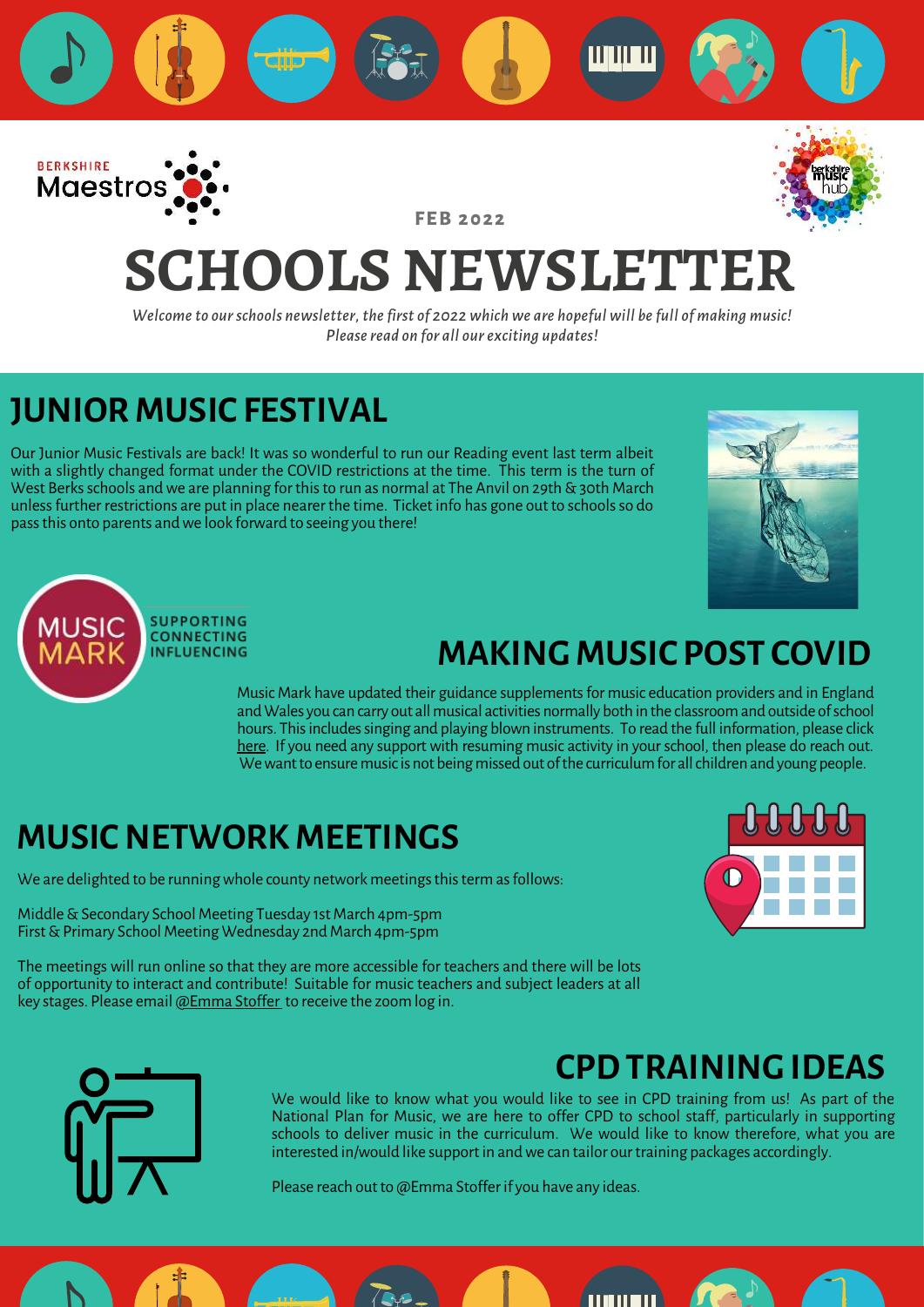BERKSHIRE Maestros

FEB 2022

# SCHOOLS NEWSLETTER

*Welcome to our schools newsletter, the first of 2022 which we are hopeful will be full of making music! Please read on for all our exciting updates!*

## JUNIOR MUSIC FESTIVAL

Our Junior Music Festivals are back! It was so wonderful to run our Reading event last term albeit with a slightly changed format under the COVID restrictions at the time. This term is the turn of West Berks schools and we are planning for this to run as normal at The Anvil on 29th & 30th March unless further restrictions are put in place nearer the time. Ticket info has gone out to schools so do pass this onto parents and we look forward to seeing you there!

MUSIC MARK SUPPORTING CONNECTING INFLUENCING

## MAKING MUSIC POST COVID

Music Mark have updated their guidance supplements for music education providers and in England and Wales you can carry out all musical activities normally both in the classroom and outside of school hours. This includes singing and playing blown instruments. To read the full information, please click here. If you need any support with resuming music activity in your school, then please do reach out. We want to ensure music is not being missed out of the curriculum for all children and young people.

## MUSIC NETWORK MEETINGS

We are delighted to be running whole county network meetings this term as follows:

Middle & Secondary School Meeting Tuesday 1st March 4pm-5pm
First & Primary School Meeting Wednesday 2nd March 4pm-5pm

The meetings will run online so that they are more accessible for teachers and there will be lots of opportunity to interact and contribute! Suitable for music teachers and subject leaders at all key stages. Please email @Emma Stoffer to receive the zoom log in.

## CPD TRAINING IDEAS

We would like to know what you would like to see in CPD training from us! As part of the National Plan for Music, we are here to offer CPD to school staff, particularly in supporting schools to deliver music in the curriculum. We would like to know therefore, what you are interested in/would like support in and we can tailor our training packages accordingly.

Please reach out to @Emma Stoffer if you have any ideas.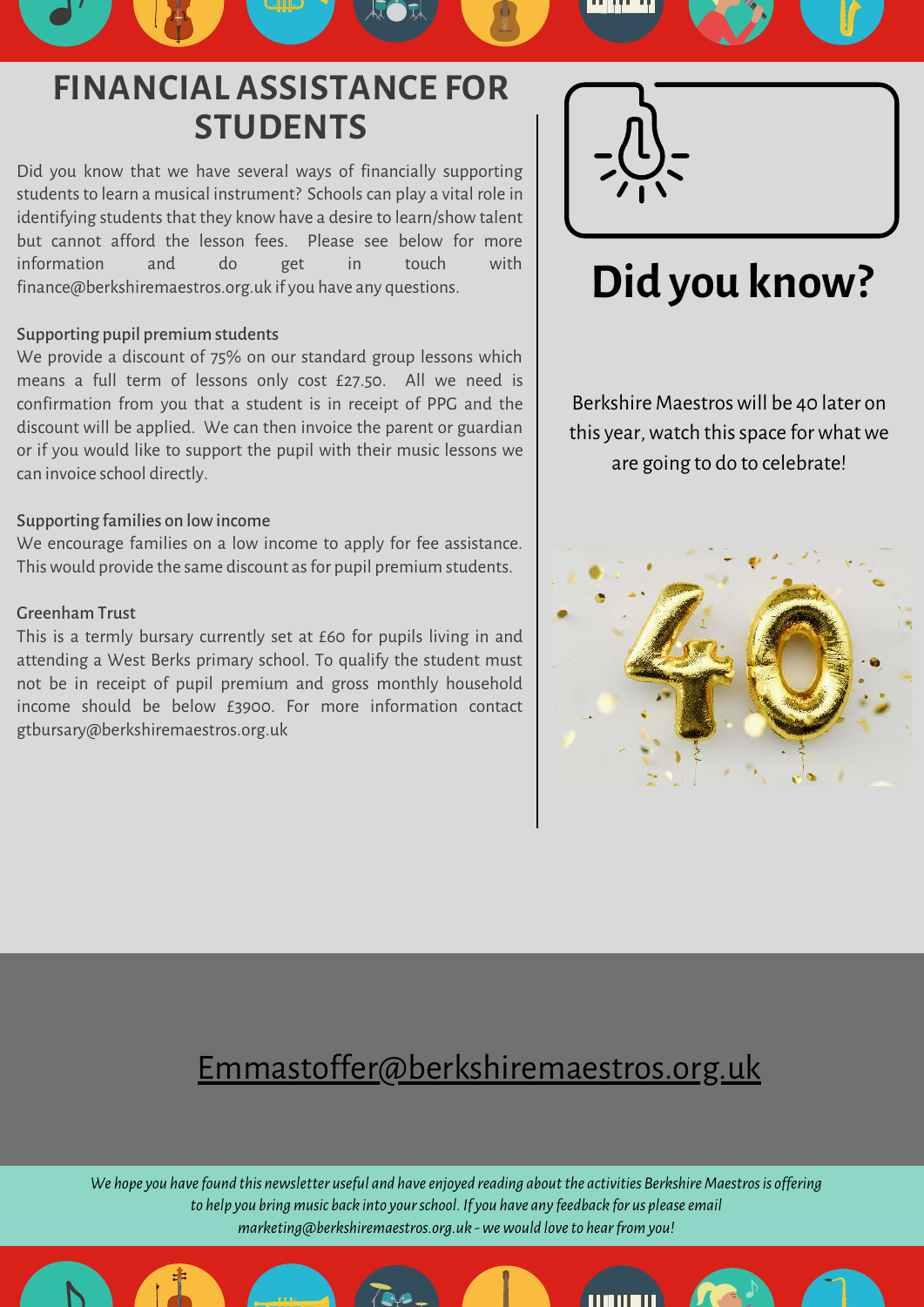# FINANCIAL ASSISTANCE FOR STUDENTS

Did you know that we have several ways of financially supporting students to learn a musical instrument? Schools can play a vital role in identifying students that they know have a desire to learn/show talent but cannot afford the lesson fees. Please see below for more information and do get in touch with finance@berkshiremaestros.org.uk if you have any questions.

### Supporting pupil premium students

We provide a discount of 75% on our standard group lessons which means a full term of lessons only cost £27.50. All we need is confirmation from you that a student is in receipt of PPG and the discount will be applied. We can then invoice the parent or guardian or if you would like to support the pupil with their music lessons we can invoice school directly.

### Supporting families on low income

We encourage families on a low income to apply for fee assistance. This would provide the same discount as for pupil premium students.

### Greenham Trust

This is a termly bursary currently set at £60 for pupils living in and attending a West Berks primary school. To qualify the student must not be in receipt of pupil premium and gross monthly household income should be below £3900. For more information contact gtbursary@berkshiremaestros.org.uk

# Did you know?

Berkshire Maestros will be 40 later on this year, watch this space for what we are going to do to celebrate!

Emmastoffer@berkshiremaestros.org.uk

*We hope you have found this newsletter useful and have enjoyed reading about the activities Berkshire Maestros is offering to help you bring music back into your school. If you have any feedback for us please email marketing@berkshiremaestros.org.uk - we would love to hear from you!*